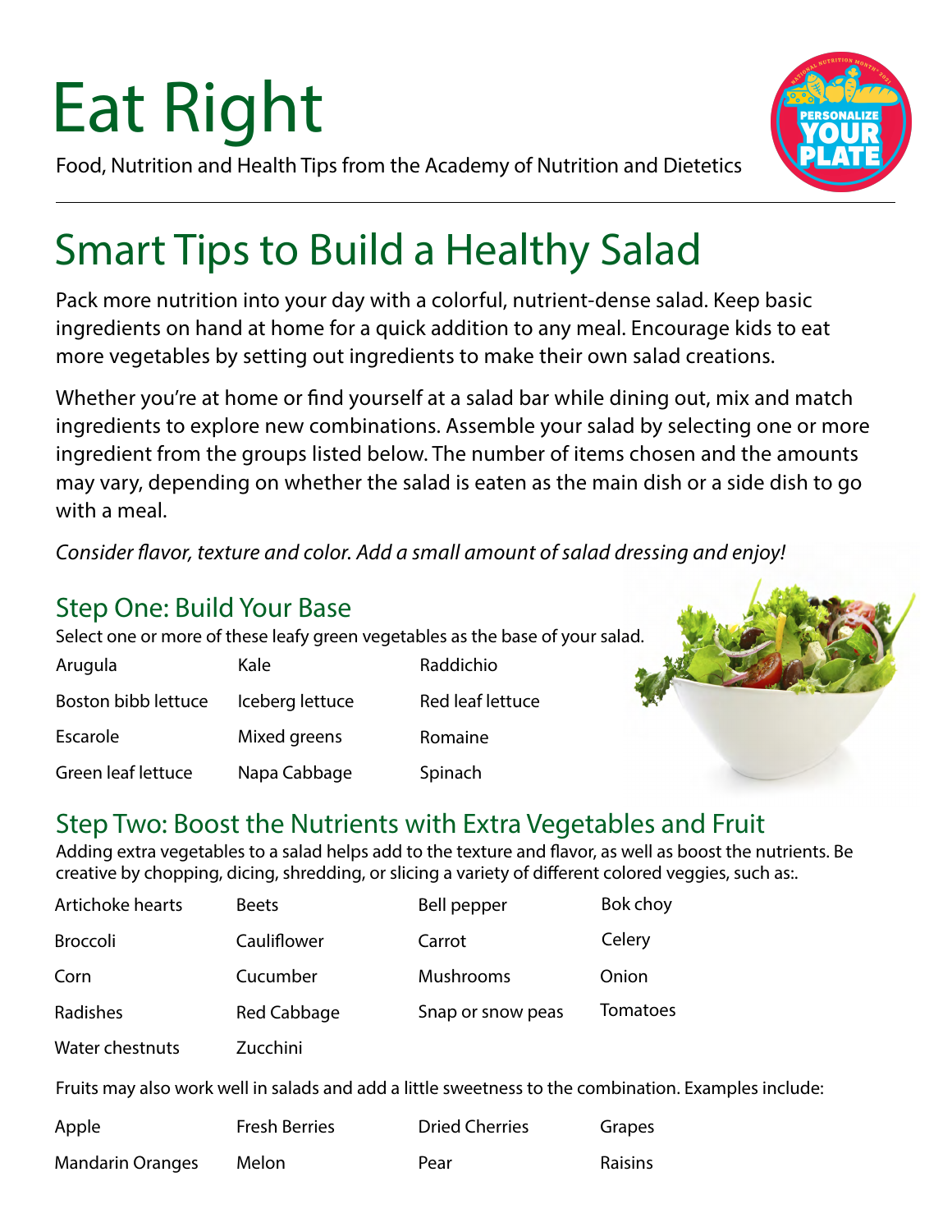# Eat Right

Food, Nutrition and Health Tips from the Academy of Nutrition and Dietetics

## Smart Tips to Build a Healthy Salad

Pack more nutrition into your day with a colorful, nutrient-dense salad. Keep basic ingredients on hand at home for a quick addition to any meal. Encourage kids to eat more vegetables by setting out ingredients to make their own salad creations.

Whether you're at home or find yourself at a salad bar while dining out, mix and match ingredients to explore new combinations. Assemble your salad by selecting one or more ingredient from the groups listed below. The number of items chosen and the amounts may vary, depending on whether the salad is eaten as the main dish or a side dish to go with a meal.

*Consider flavor, texture and color. Add a small amount of salad dressing and enjoy!*

### Step One: Build Your Base

Select one or more of these leafy green vegetables as the base of your salad.

| | | |
|---|---|---|
| Arugula | Kale | Raddichio |
| Boston bibb lettuce | Iceberg lettuce | Red leaf lettuce |
| Escarole | Mixed greens | Romaine |
| Green leaf lettuce | Napa Cabbage | Spinach |

### Step Two: Boost the Nutrients with Extra Vegetables and Fruit

Adding extra vegetables to a salad helps add to the texture and flavor, as well as boost the nutrients. Be creative by chopping, dicing, shredding, or slicing a variety of different colored veggies, such as:.

| | | | |
|---|---|---|---|
| Artichoke hearts | Beets | Bell pepper | Bok choy |
| Broccoli | Cauliflower | Carrot | Celery |
| Corn | Cucumber | Mushrooms | Onion |
| Radishes | Red Cabbage | Snap or snow peas | Tomatoes |
| Water chestnuts | Zucchini | | |

Fruits may also work well in salads and add a little sweetness to the combination. Examples include:

| | | | |
|---|---|---|---|
| Apple | Fresh Berries | Dried Cherries | Grapes |
| Mandarin Oranges | Melon | Pear | Raisins |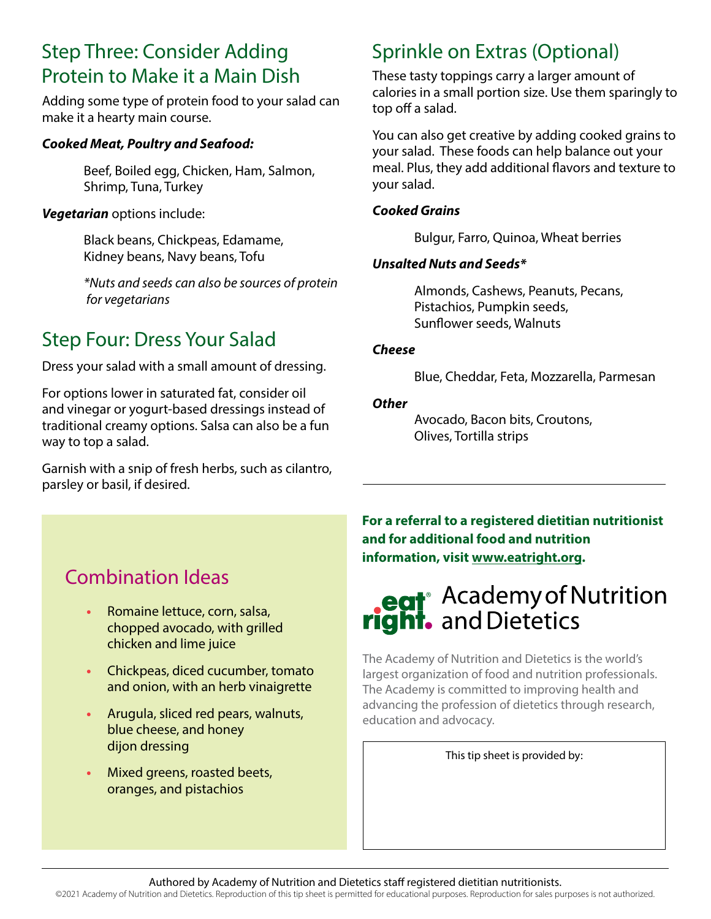## Step Three: Consider Adding Protein to Make it a Main Dish

Adding some type of protein food to your salad can make it a hearty main course.

***Cooked Meat, Poultry and Seafood:***

Beef, Boiled egg, Chicken, Ham, Salmon, Shrimp, Tuna, Turkey

***Vegetarian*** options include:

Black beans, Chickpeas, Edamame, Kidney beans, Navy beans, Tofu

*\*Nuts and seeds can also be sources of protein for vegetarians*

## Step Four: Dress Your Salad

Dress your salad with a small amount of dressing.

For options lower in saturated fat, consider oil and vinegar or yogurt-based dressings instead of traditional creamy options. Salsa can also be a fun way to top a salad.

Garnish with a snip of fresh herbs, such as cilantro, parsley or basil, if desired.

## Combination Ideas

- Romaine lettuce, corn, salsa, chopped avocado, with grilled chicken and lime juice
- Chickpeas, diced cucumber, tomato and onion, with an herb vinaigrette
- Arugula, sliced red pears, walnuts, blue cheese, and honey dijon dressing
- Mixed greens, roasted beets, oranges, and pistachios

## Sprinkle on Extras (Optional)

These tasty toppings carry a larger amount of calories in a small portion size. Use them sparingly to top off a salad.

You can also get creative by adding cooked grains to your salad. These foods can help balance out your meal. Plus, they add additional flavors and texture to your salad.

***Cooked Grains***

Bulgur, Farro, Quinoa, Wheat berries

***Unsalted Nuts and Seeds\****

Almonds, Cashews, Peanuts, Pecans, Pistachios, Pumpkin seeds, Sunflower seeds, Walnuts

***Cheese***

Blue, Cheddar, Feta, Mozzarella, Parmesan

***Other***

Avocado, Bacon bits, Croutons, Olives, Tortilla strips

---

**For a referral to a registered dietitian nutritionist and for additional food and nutrition information, visit www.eatright.org.**

eat right. Academy of Nutrition and Dietetics

The Academy of Nutrition and Dietetics is the world's largest organization of food and nutrition professionals. The Academy is committed to improving health and advancing the profession of dietetics through research, education and advocacy.

This tip sheet is provided by:

Authored by Academy of Nutrition and Dietetics staff registered dietitian nutritionists.

©2021 Academy of Nutrition and Dietetics. Reproduction of this tip sheet is permitted for educational purposes. Reproduction for sales purposes is not authorized.